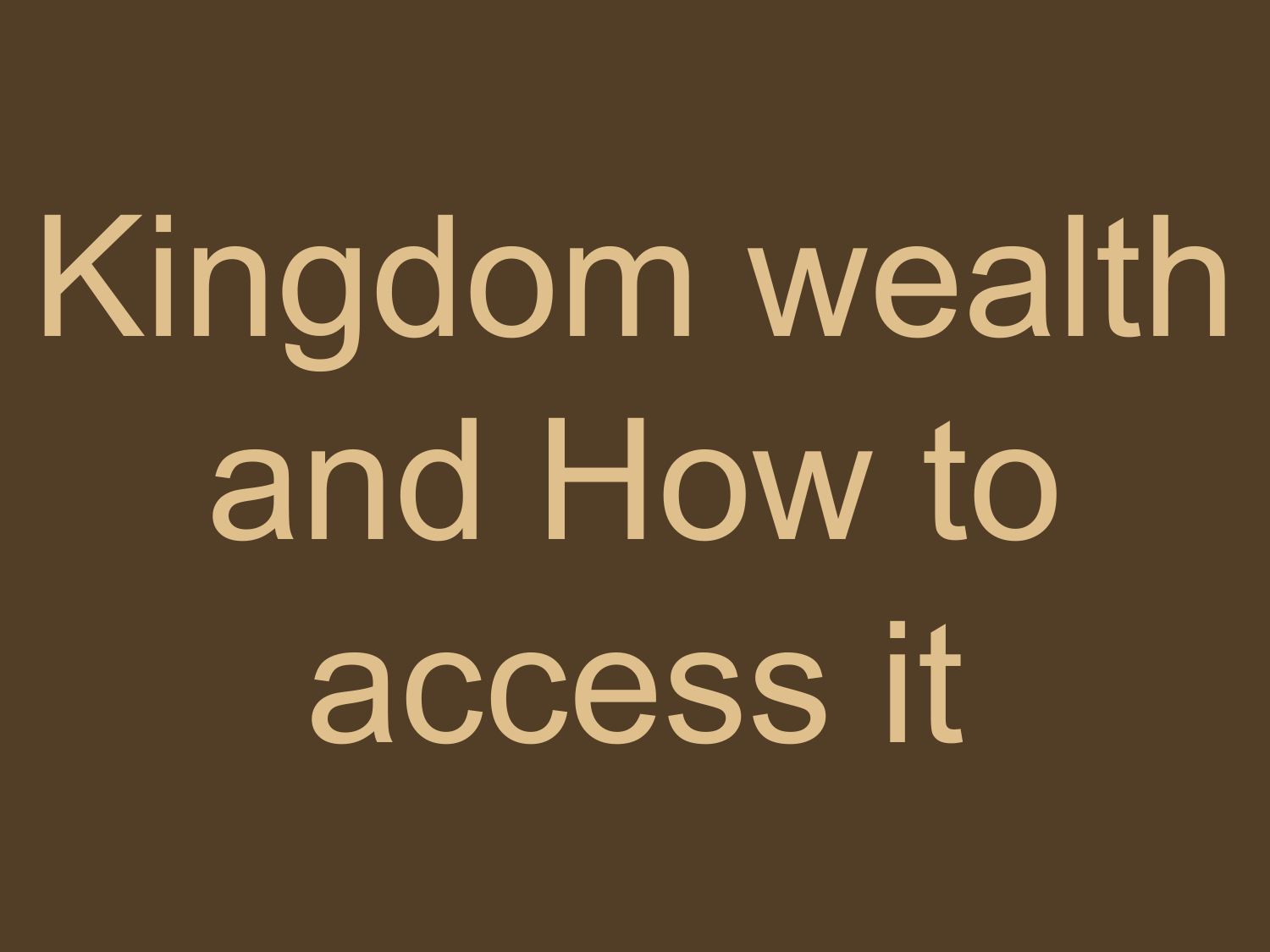# Kingdom wealth and How to access it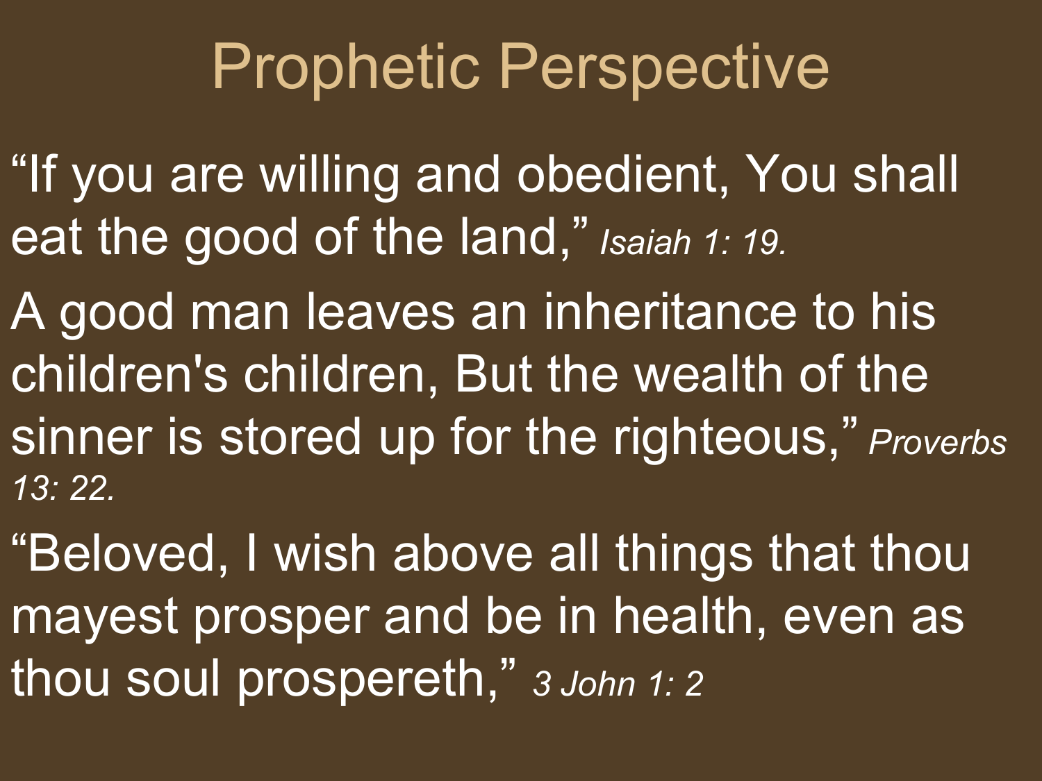# Prophetic Perspective

"If you are willing and obedient, You shall eat the good of the land," *Isaiah 1: 19.*

A good man leaves an inheritance to his children's children, But the wealth of the sinner is stored up for the righteous," *Proverbs 13: 22.*

"Beloved, I wish above all things that thou mayest prosper and be in health, even as thou soul prospereth," *3 John 1: 2*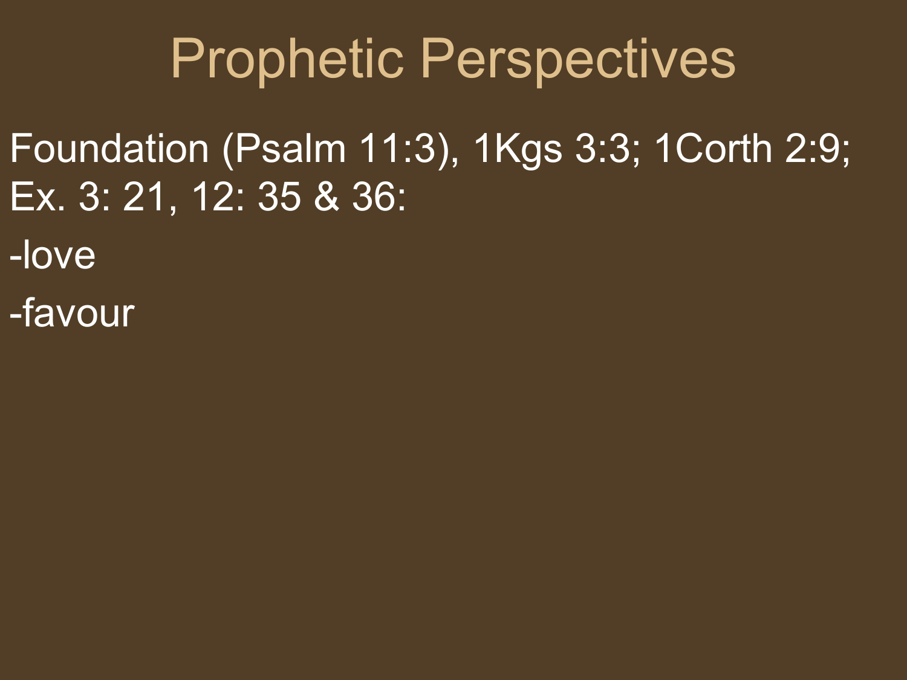# Prophetic Perspectives

Foundation (Psalm 11:3), 1Kgs 3:3; 1Corth 2:9; Ex. 3: 21, 12: 35 & 36:

-love

-favour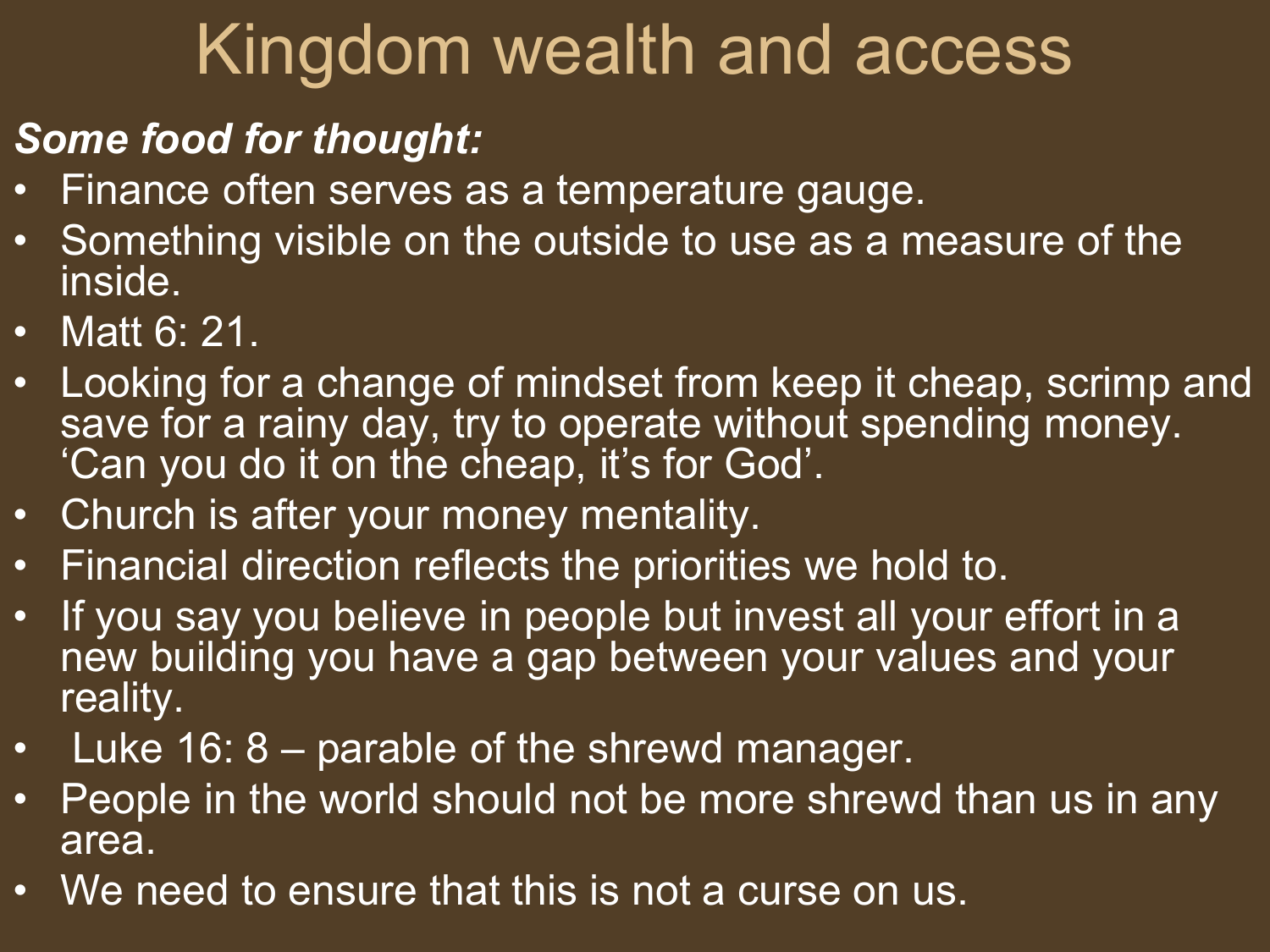# Kingdom wealth and access

***Some food for thought:***

- Finance often serves as a temperature gauge.
- Something visible on the outside to use as a measure of the inside.
- Matt 6: 21.
- Looking for a change of mindset from keep it cheap, scrimp and save for a rainy day, try to operate without spending money. 'Can you do it on the cheap, it's for God'.
- Church is after your money mentality.
- Financial direction reflects the priorities we hold to.
- If you say you believe in people but invest all your effort in a new building you have a gap between your values and your reality.
- Luke 16: 8 – parable of the shrewd manager.
- People in the world should not be more shrewd than us in any area.
- We need to ensure that this is not a curse on us.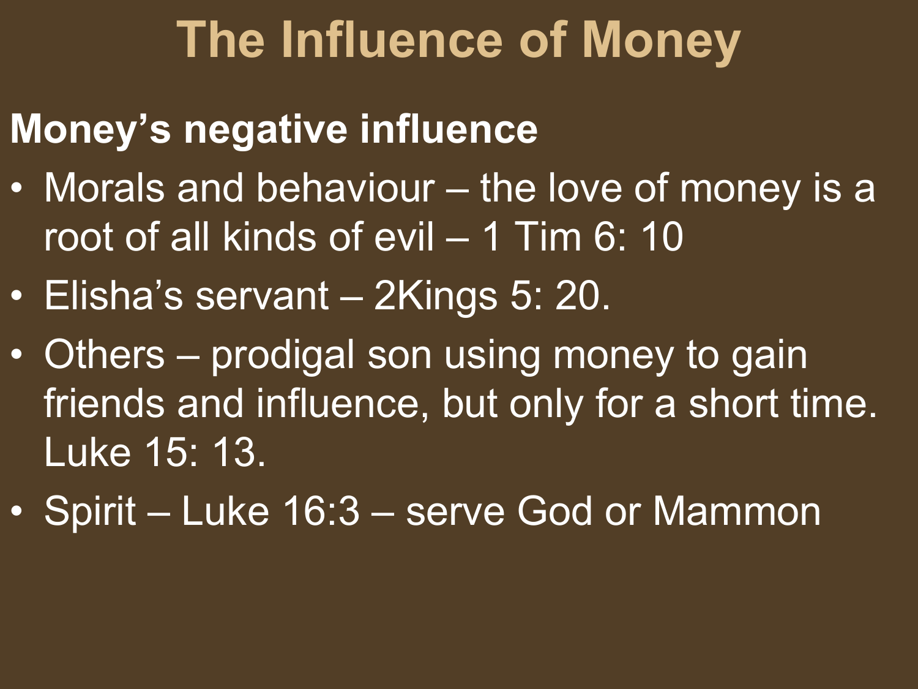# The Influence of Money

**Money's negative influence**

- Morals and behaviour – the love of money is a root of all kinds of evil – 1 Tim 6: 10
- Elisha's servant – 2Kings 5: 20.
- Others – prodigal son using money to gain friends and influence, but only for a short time. Luke 15: 13.
- Spirit – Luke 16:3 – serve God or Mammon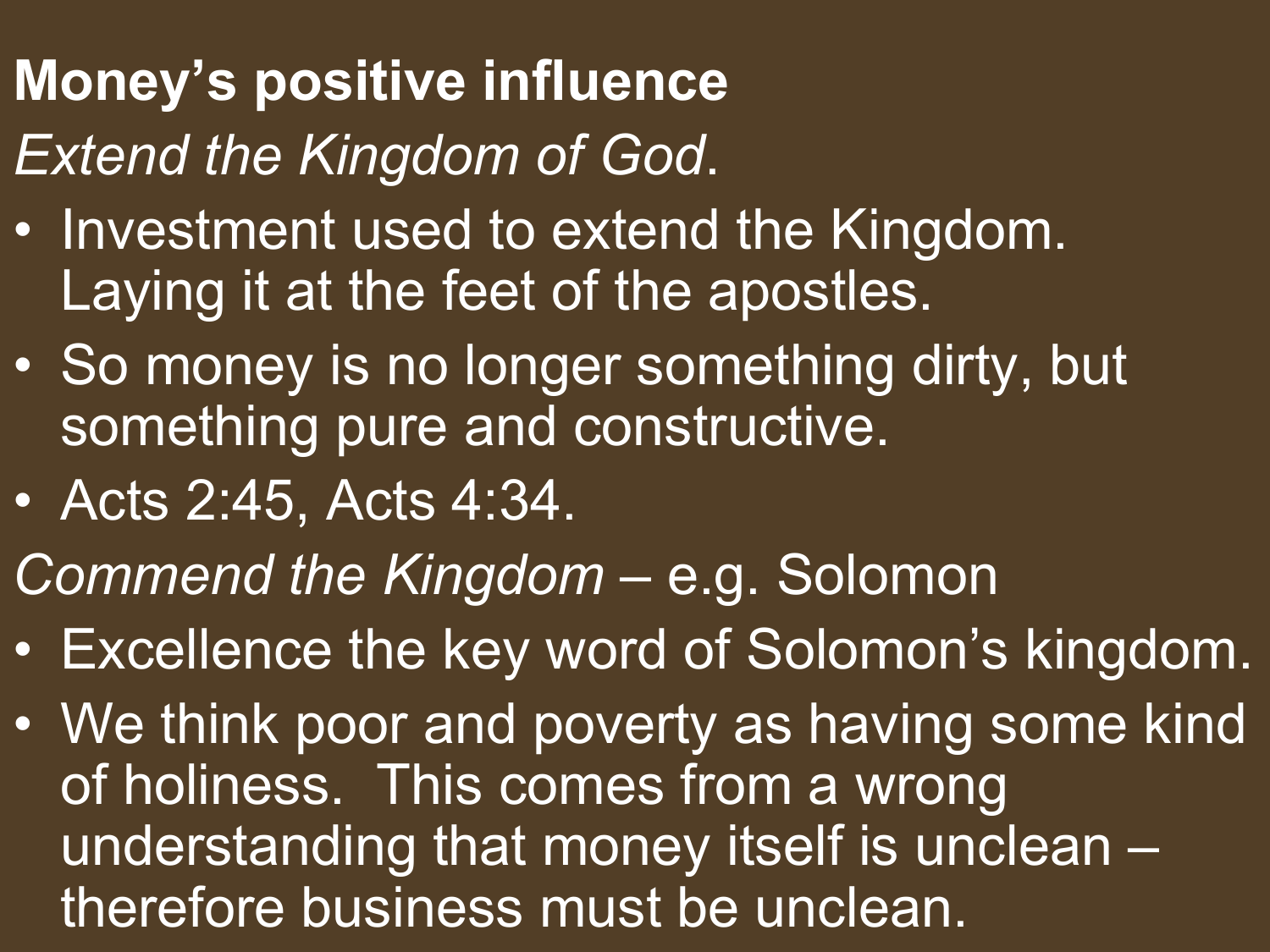**Money's positive influence**

*Extend the Kingdom of God*.

- Investment used to extend the Kingdom. Laying it at the feet of the apostles.
- So money is no longer something dirty, but something pure and constructive.
- Acts 2:45, Acts 4:34.

*Commend the Kingdom* – e.g. Solomon

- Excellence the key word of Solomon's kingdom.
- We think poor and poverty as having some kind of holiness. This comes from a wrong understanding that money itself is unclean – therefore business must be unclean.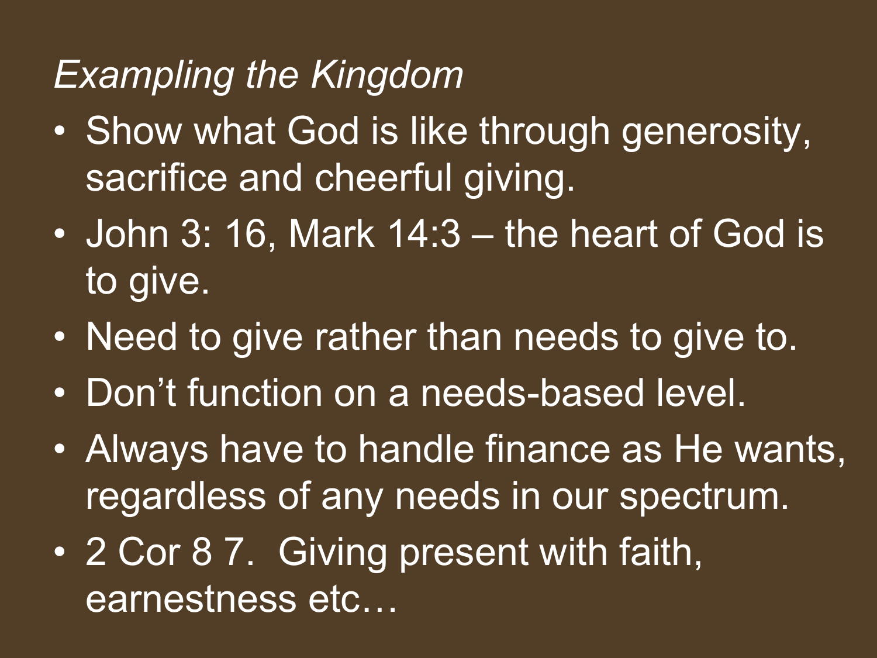## *Exampling the Kingdom*

- Show what God is like through generosity, sacrifice and cheerful giving.
- John 3: 16, Mark 14:3 – the heart of God is to give.
- Need to give rather than needs to give to.
- Don't function on a needs-based level.
- Always have to handle finance as He wants, regardless of any needs in our spectrum.
- 2 Cor 8 7. Giving present with faith, earnestness etc…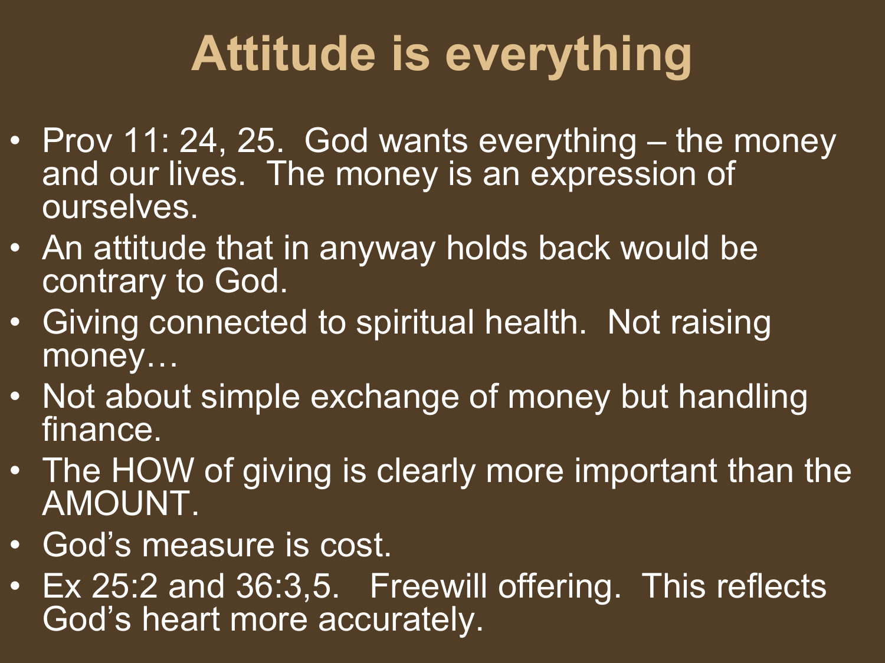# Attitude is everything

- Prov 11: 24, 25. God wants everything – the money and our lives. The money is an expression of ourselves.
- An attitude that in anyway holds back would be contrary to God.
- Giving connected to spiritual health. Not raising money…
- Not about simple exchange of money but handling finance.
- The HOW of giving is clearly more important than the AMOUNT.
- God's measure is cost.
- Ex 25:2 and 36:3,5. Freewill offering. This reflects God's heart more accurately.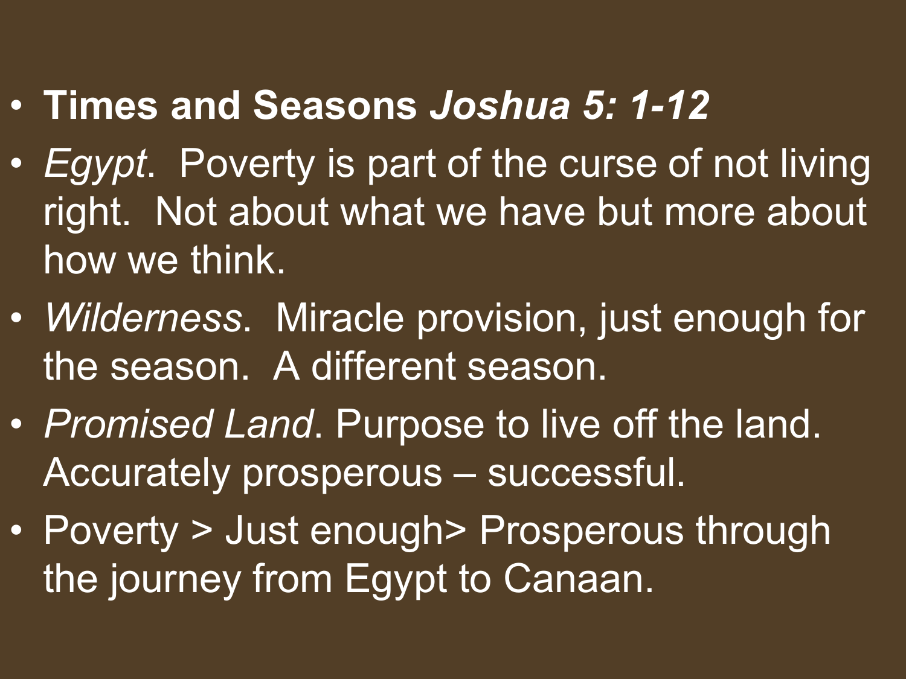- **Times and Seasons *Joshua 5: 1-12***
- *Egypt*. Poverty is part of the curse of not living right. Not about what we have but more about how we think.
- *Wilderness*. Miracle provision, just enough for the season. A different season.
- *Promised Land*. Purpose to live off the land. Accurately prosperous – successful.
- Poverty > Just enough> Prosperous through the journey from Egypt to Canaan.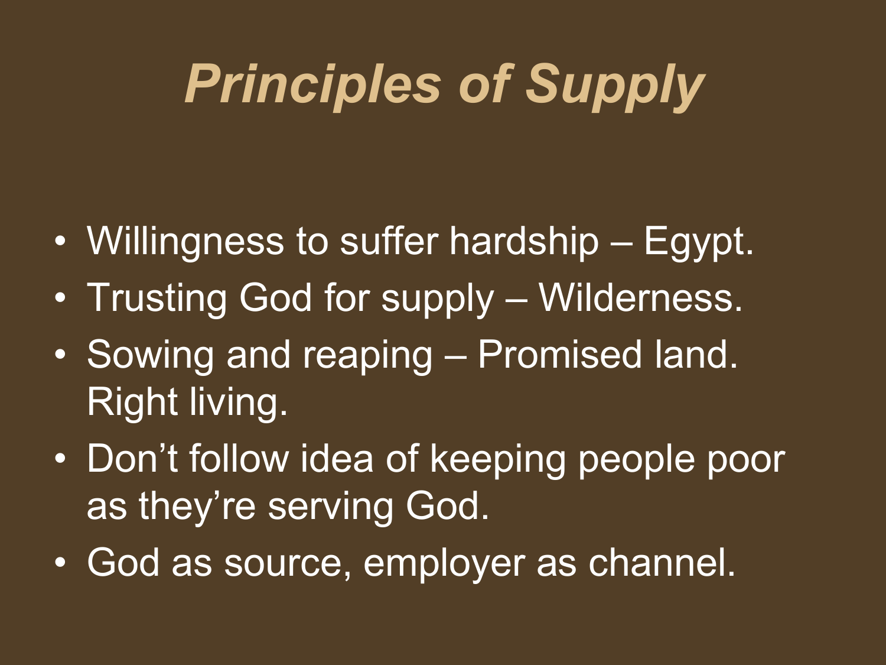# *Principles of Supply*

- Willingness to suffer hardship – Egypt.
- Trusting God for supply – Wilderness.
- Sowing and reaping – Promised land. Right living.
- Don't follow idea of keeping people poor as they're serving God.
- God as source, employer as channel.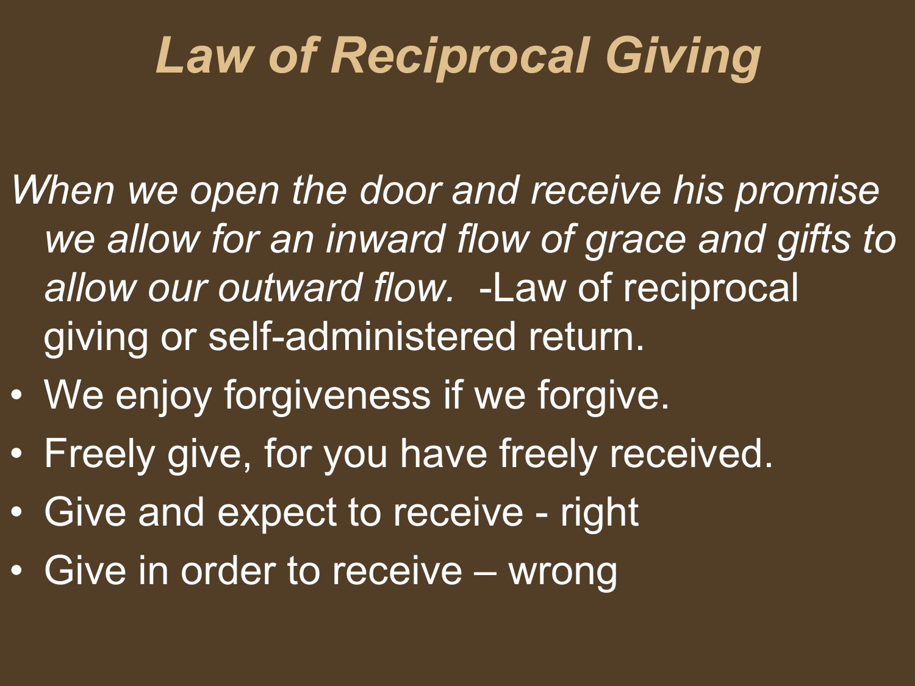# *Law of Reciprocal Giving*

*When we open the door and receive his promise we allow for an inward flow of grace and gifts to allow our outward flow.* -Law of reciprocal giving or self-administered return.

- We enjoy forgiveness if we forgive.
- Freely give, for you have freely received.
- Give and expect to receive - right
- Give in order to receive – wrong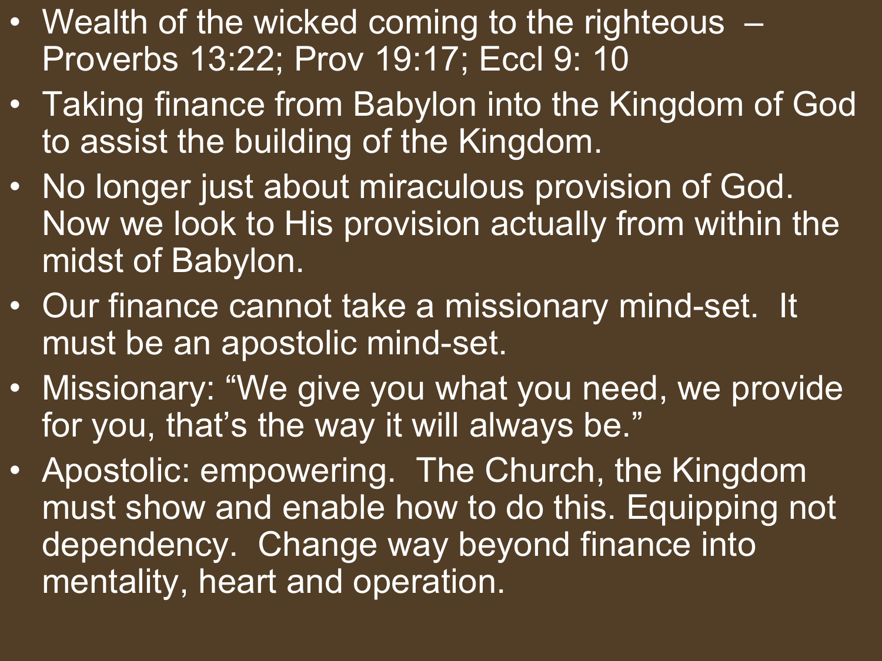- Wealth of the wicked coming to the righteous – Proverbs 13:22; Prov 19:17; Eccl 9: 10
- Taking finance from Babylon into the Kingdom of God to assist the building of the Kingdom.
- No longer just about miraculous provision of God. Now we look to His provision actually from within the midst of Babylon.
- Our finance cannot take a missionary mind-set. It must be an apostolic mind-set.
- Missionary: "We give you what you need, we provide for you, that's the way it will always be."
- Apostolic: empowering. The Church, the Kingdom must show and enable how to do this. Equipping not dependency. Change way beyond finance into mentality, heart and operation.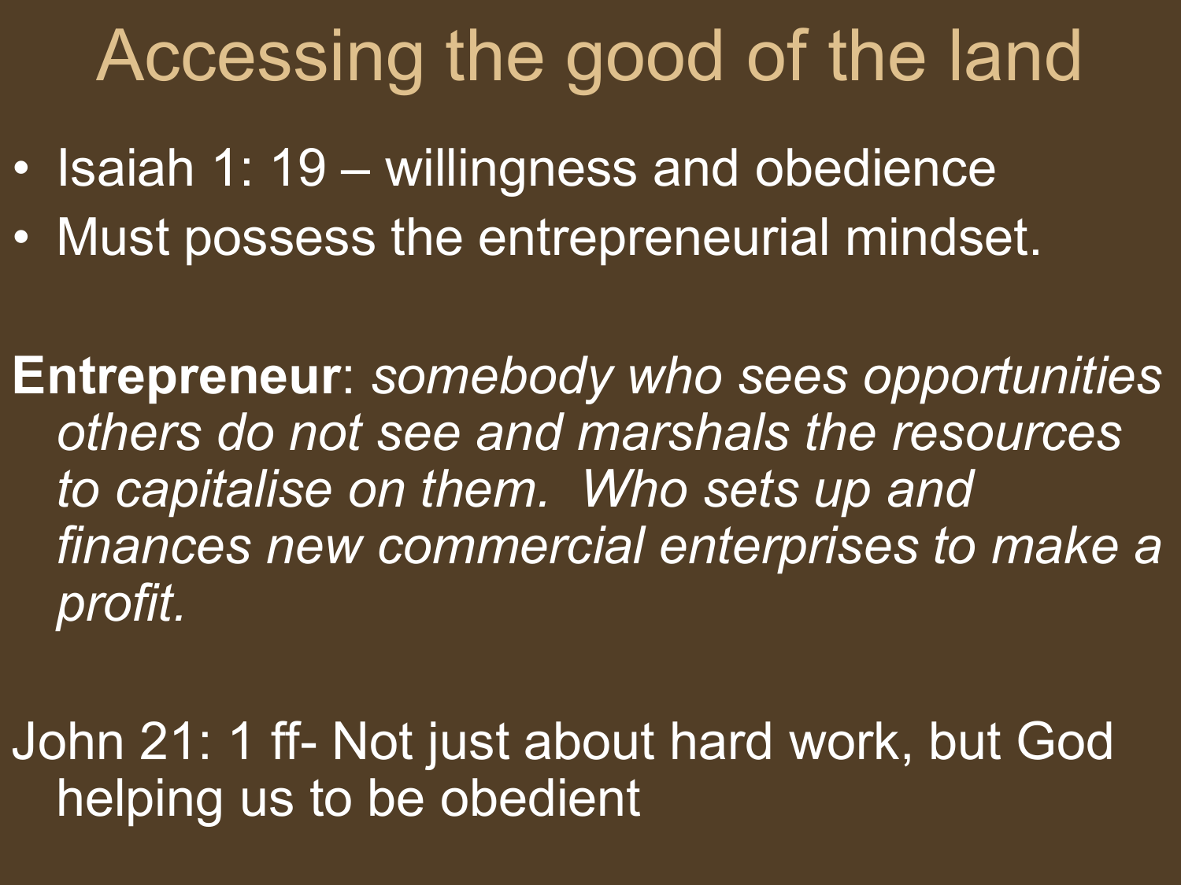# Accessing the good of the land

- Isaiah 1: 19 – willingness and obedience
- Must possess the entrepreneurial mindset.

**Entrepreneur**: *somebody who sees opportunities others do not see and marshals the resources to capitalise on them. Who sets up and finances new commercial enterprises to make a profit.*

John 21: 1 ff- Not just about hard work, but God helping us to be obedient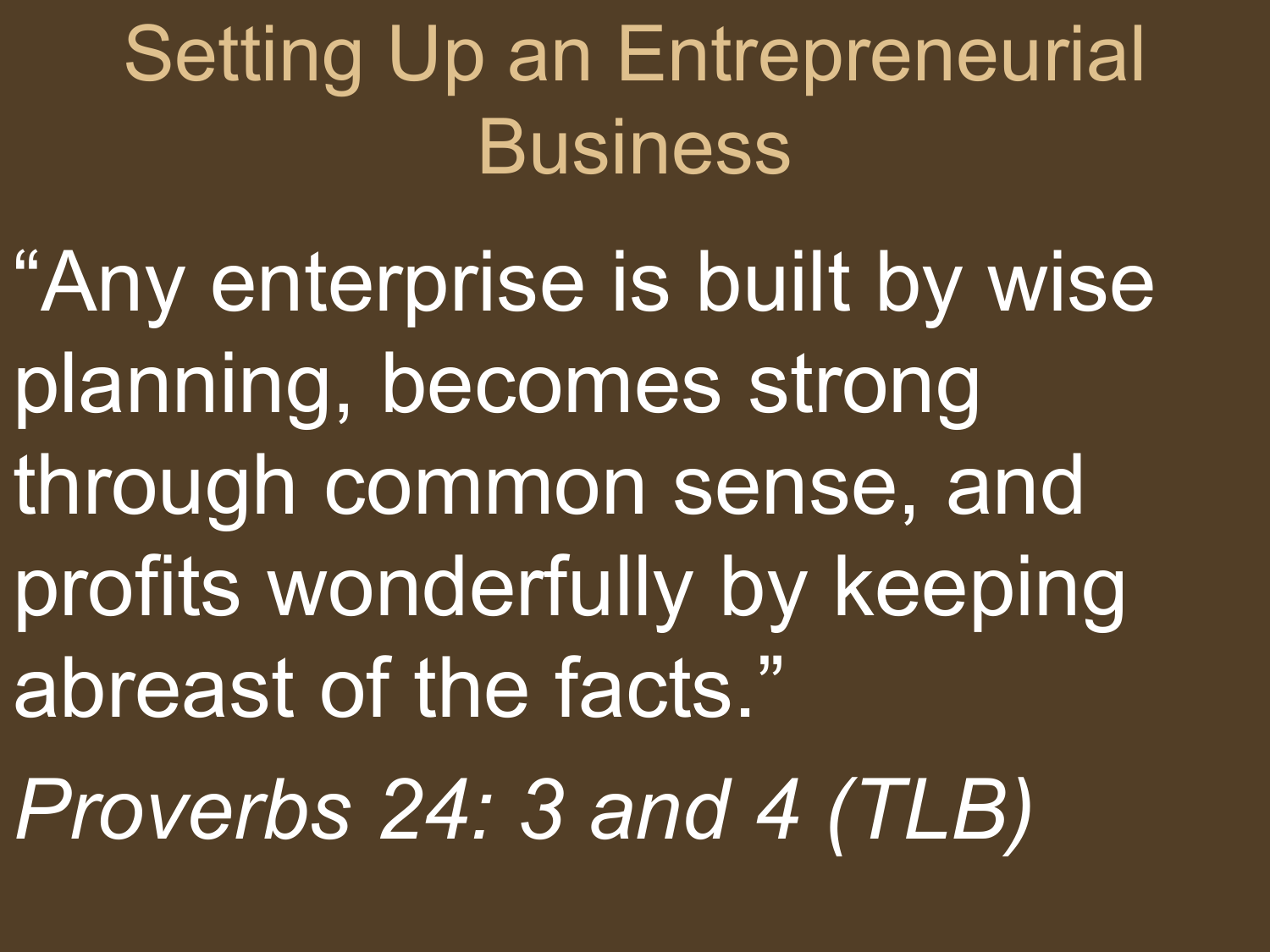# Setting Up an Entrepreneurial Business

"Any enterprise is built by wise planning, becomes strong through common sense, and profits wonderfully by keeping abreast of the facts."

*Proverbs 24: 3 and 4 (TLB)*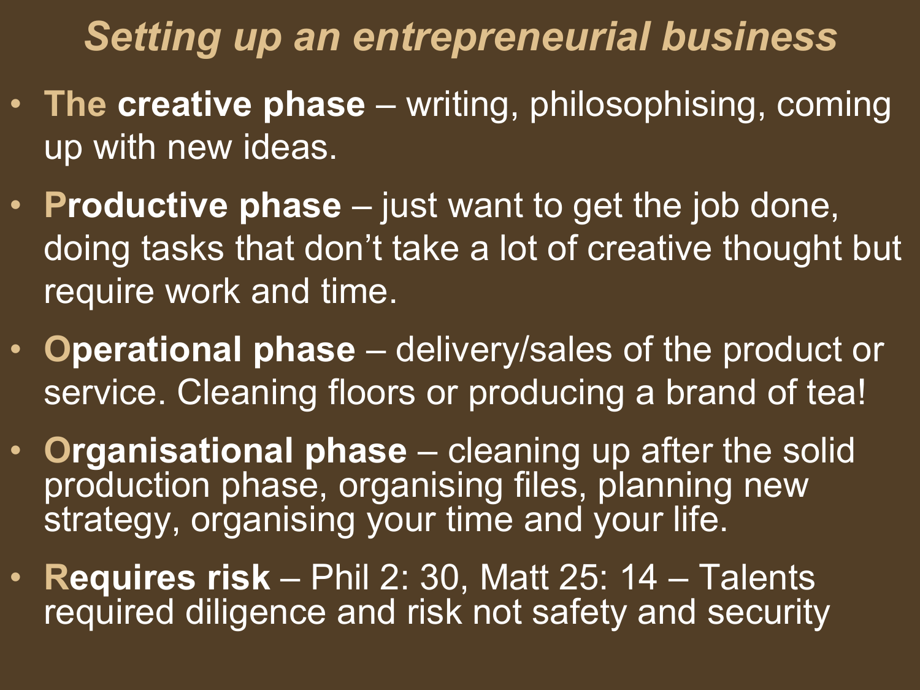# *Setting up an entrepreneurial business*

- **The creative phase** – writing, philosophising, coming up with new ideas.
- **Productive phase** – just want to get the job done, doing tasks that don't take a lot of creative thought but require work and time.
- **Operational phase** – delivery/sales of the product or service. Cleaning floors or producing a brand of tea!
- **Organisational phase** – cleaning up after the solid production phase, organising files, planning new strategy, organising your time and your life.
- **Requires risk** – Phil 2: 30, Matt 25: 14 – Talents required diligence and risk not safety and security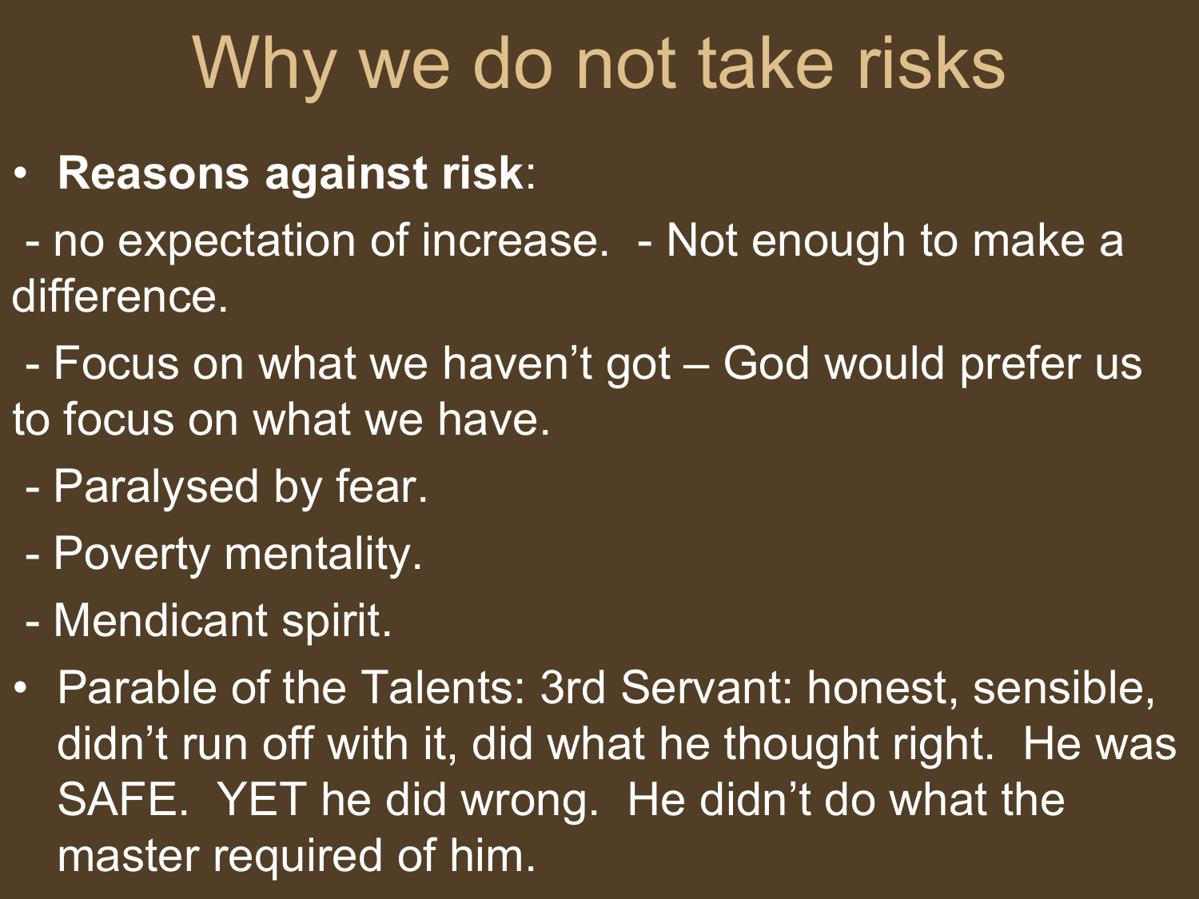# Why we do not take risks

- **Reasons against risk**:

 - no expectation of increase.  - Not enough to make a difference.

 - Focus on what we haven't got – God would prefer us to focus on what we have.

 - Paralysed by fear.

 - Poverty mentality.

 - Mendicant spirit.

- Parable of the Talents: 3rd Servant: honest, sensible, didn't run off with it, did what he thought right.  He was SAFE.  YET he did wrong.  He didn't do what the master required of him.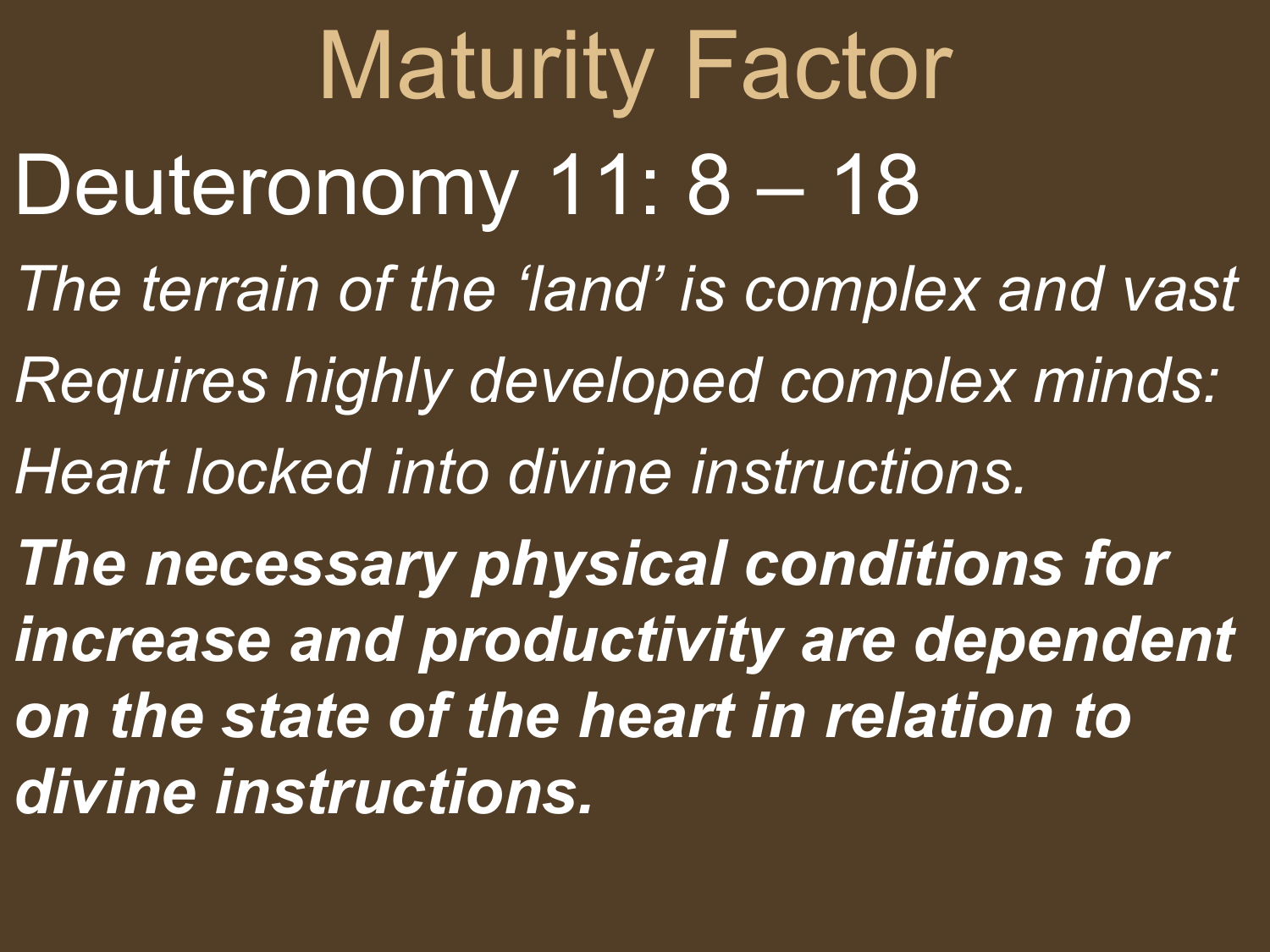# Maturity Factor

## Deuteronomy 11: 8 – 18

*The terrain of the ‘land’ is complex and vast*

*Requires highly developed complex minds:*

*Heart locked into divine instructions.*

***The necessary physical conditions for increase and productivity are dependent on the state of the heart in relation to divine instructions.***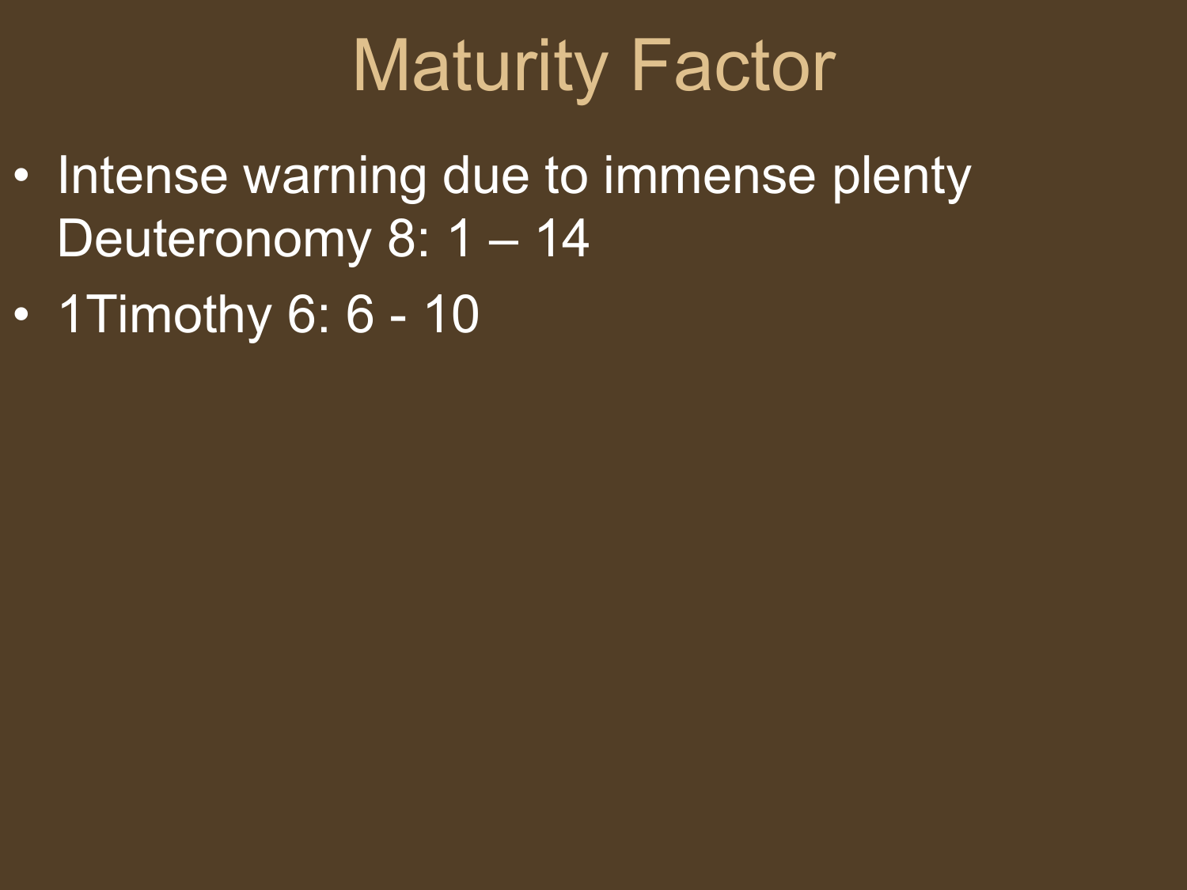# Maturity Factor

- Intense warning due to immense plenty Deuteronomy 8: 1 – 14
- 1Timothy 6: 6 - 10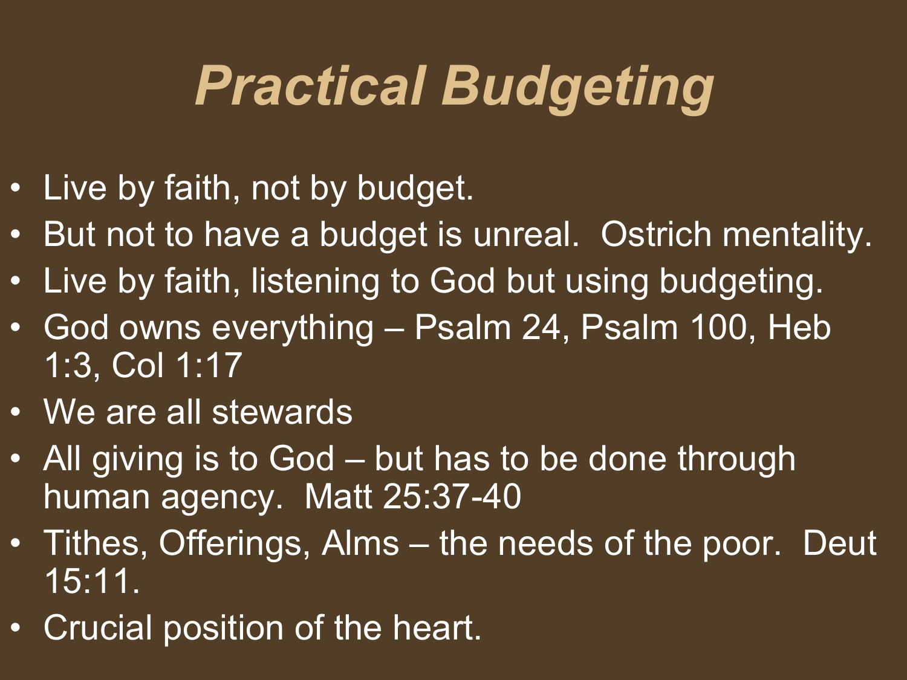# *Practical Budgeting*

- Live by faith, not by budget.
- But not to have a budget is unreal. Ostrich mentality.
- Live by faith, listening to God but using budgeting.
- God owns everything – Psalm 24, Psalm 100, Heb 1:3, Col 1:17
- We are all stewards
- All giving is to God – but has to be done through human agency. Matt 25:37-40
- Tithes, Offerings, Alms – the needs of the poor. Deut 15:11.
- Crucial position of the heart.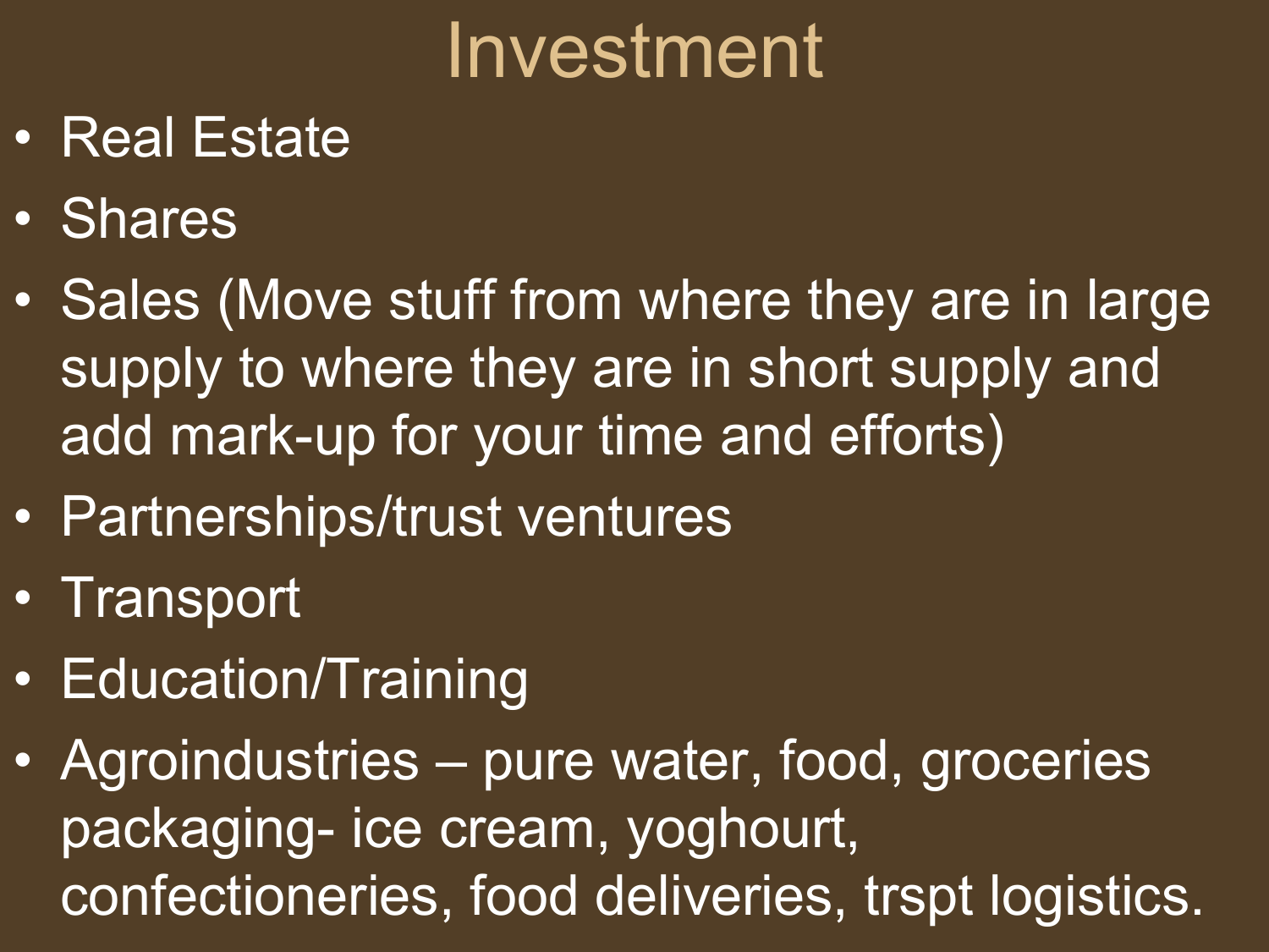# Investment

- Real Estate
- Shares
- Sales (Move stuff from where they are in large supply to where they are in short supply and add mark-up for your time and efforts)
- Partnerships/trust ventures
- Transport
- Education/Training
- Agroindustries – pure water, food, groceries packaging- ice cream, yoghourt, confectioneries, food deliveries, trspt logistics.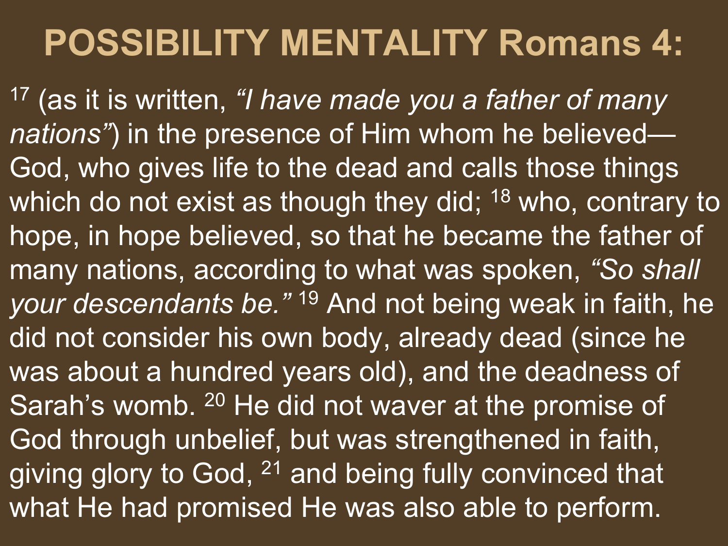# POSSIBILITY MENTALITY Romans 4:

[17] (as it is written, *"I have made you a father of many nations"*) in the presence of Him whom he believed—God, who gives life to the dead and calls those things which do not exist as though they did; [18] who, contrary to hope, in hope believed, so that he became the father of many nations, according to what was spoken, *"So shall your descendants be."* [19] And not being weak in faith, he did not consider his own body, already dead (since he was about a hundred years old), and the deadness of Sarah's womb. [20] He did not waver at the promise of God through unbelief, but was strengthened in faith, giving glory to God, [21] and being fully convinced that what He had promised He was also able to perform.